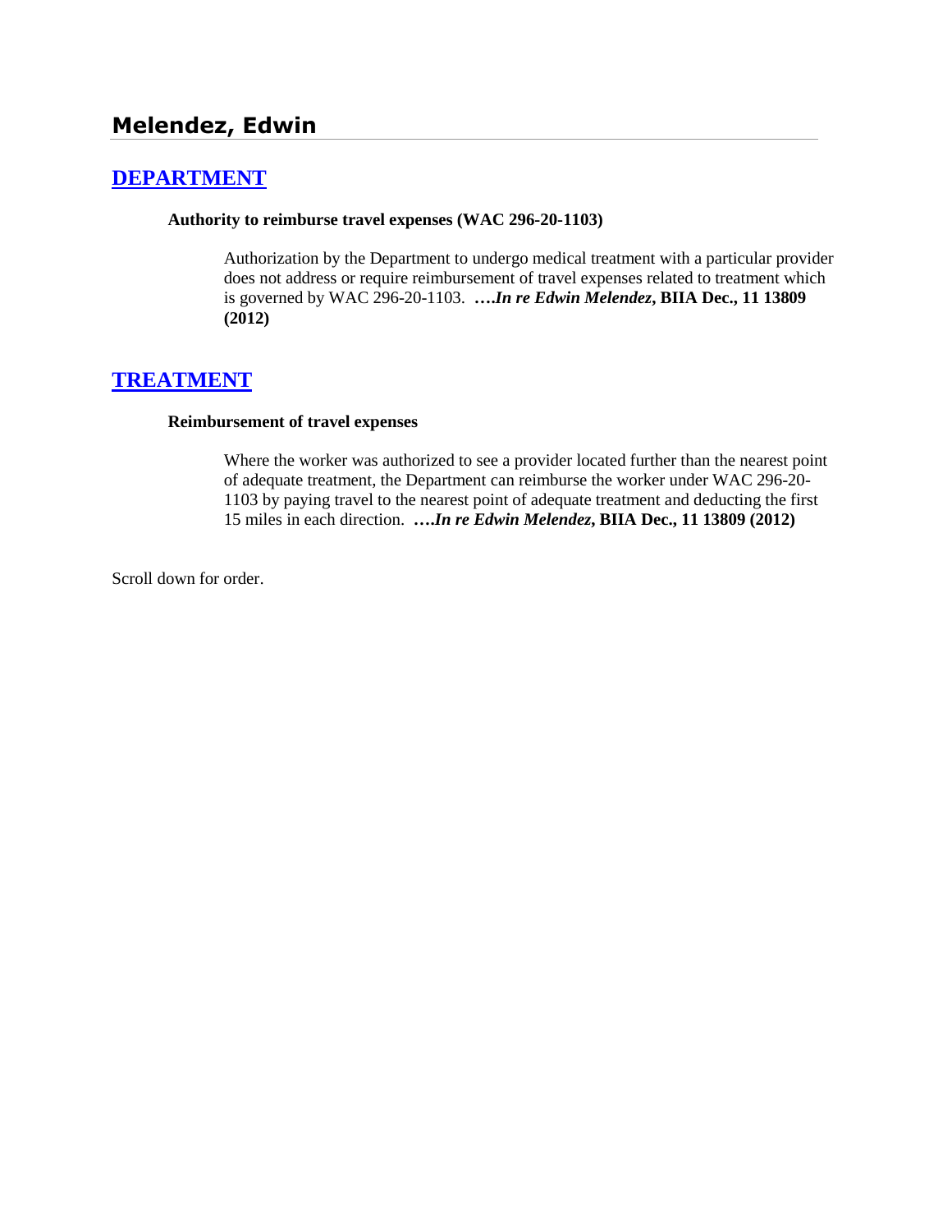## Melendez, Edwin

## [DEPARTMENT]

**Authority to reimburse travel expenses (WAC 296-20-1103)**

> Authorization by the Department to undergo medical treatment with a particular provider does not address or require reimbursement of travel expenses related to treatment which is governed by WAC 296-20-1103. ***….In re Edwin Melendez*, BIIA Dec., 11 13809 (2012)**

## [TREATMENT]

**Reimbursement of travel expenses**

> Where the worker was authorized to see a provider located further than the nearest point of adequate treatment, the Department can reimburse the worker under WAC 296-20-1103 by paying travel to the nearest point of adequate treatment and deducting the first 15 miles in each direction. ***….In re Edwin Melendez*, BIIA Dec., 11 13809 (2012)**

Scroll down for order.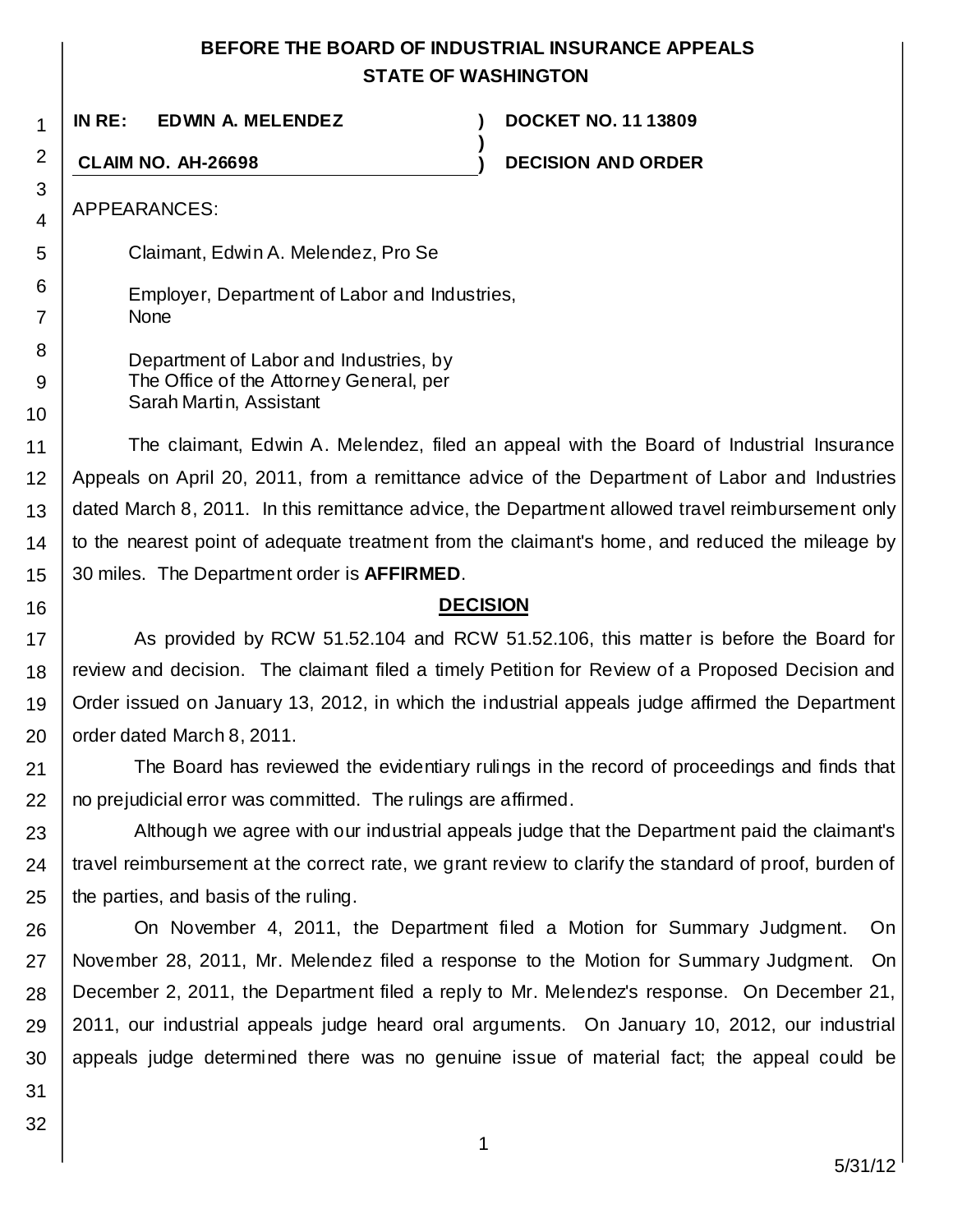**BEFORE THE BOARD OF INDUSTRIAL INSURANCE APPEALS**
**STATE OF WASHINGTON**

| | | |
|---|---|---|
| **IN RE: EDWIN A. MELENDEZ** | **)** | **DOCKET NO. 11 13809** |
| | **)** | |
| **CLAIM NO. AH-26698** | **)** | **DECISION AND ORDER** |

APPEARANCES:

Claimant, Edwin A. Melendez, Pro Se

Employer, Department of Labor and Industries,
None

Department of Labor and Industries, by
The Office of the Attorney General, per
Sarah Martin, Assistant

The claimant, Edwin A. Melendez, filed an appeal with the Board of Industrial Insurance Appeals on April 20, 2011, from a remittance advice of the Department of Labor and Industries dated March 8, 2011. In this remittance advice, the Department allowed travel reimbursement only to the nearest point of adequate treatment from the claimant's home, and reduced the mileage by 30 miles. The Department order is **AFFIRMED**.

## DECISION

As provided by RCW 51.52.104 and RCW 51.52.106, this matter is before the Board for review and decision. The claimant filed a timely Petition for Review of a Proposed Decision and Order issued on January 13, 2012, in which the industrial appeals judge affirmed the Department order dated March 8, 2011.

The Board has reviewed the evidentiary rulings in the record of proceedings and finds that no prejudicial error was committed. The rulings are affirmed.

Although we agree with our industrial appeals judge that the Department paid the claimant's travel reimbursement at the correct rate, we grant review to clarify the standard of proof, burden of the parties, and basis of the ruling.

On November 4, 2011, the Department filed a Motion for Summary Judgment. On November 28, 2011, Mr. Melendez filed a response to the Motion for Summary Judgment. On December 2, 2011, the Department filed a reply to Mr. Melendez's response. On December 21, 2011, our industrial appeals judge heard oral arguments. On January 10, 2012, our industrial appeals judge determined there was no genuine issue of material fact; the appeal could be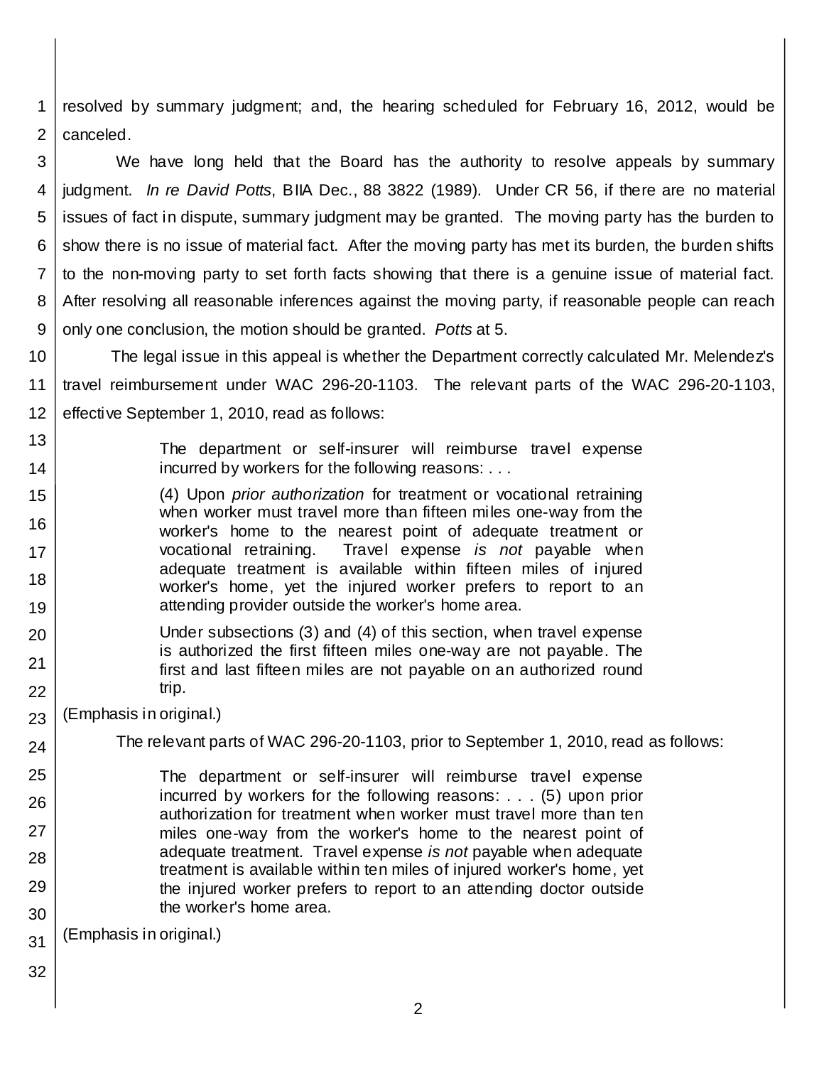resolved by summary judgment; and, the hearing scheduled for February 16, 2012, would be canceled.

We have long held that the Board has the authority to resolve appeals by summary judgment. *In re David Potts*, BIIA Dec., 88 3822 (1989). Under CR 56, if there are no material issues of fact in dispute, summary judgment may be granted. The moving party has the burden to show there is no issue of material fact. After the moving party has met its burden, the burden shifts to the non-moving party to set forth facts showing that there is a genuine issue of material fact. After resolving all reasonable inferences against the moving party, if reasonable people can reach only one conclusion, the motion should be granted. *Potts* at 5.

The legal issue in this appeal is whether the Department correctly calculated Mr. Melendez's travel reimbursement under WAC 296-20-1103. The relevant parts of the WAC 296-20-1103, effective September 1, 2010, read as follows:

> The department or self-insurer will reimburse travel expense incurred by workers for the following reasons: . . .
>
> (4) Upon *prior authorization* for treatment or vocational retraining when worker must travel more than fifteen miles one-way from the worker's home to the nearest point of adequate treatment or vocational retraining. Travel expense *is not* payable when adequate treatment is available within fifteen miles of injured worker's home, yet the injured worker prefers to report to an attending provider outside the worker's home area.
>
> Under subsections (3) and (4) of this section, when travel expense is authorized the first fifteen miles one-way are not payable. The first and last fifteen miles are not payable on an authorized round trip.

(Emphasis in original.)

The relevant parts of WAC 296-20-1103, prior to September 1, 2010, read as follows:

> The department or self-insurer will reimburse travel expense incurred by workers for the following reasons: . . . (5) upon prior authorization for treatment when worker must travel more than ten miles one-way from the worker's home to the nearest point of adequate treatment. Travel expense *is not* payable when adequate treatment is available within ten miles of injured worker's home, yet the injured worker prefers to report to an attending doctor outside the worker's home area.

(Emphasis in original.)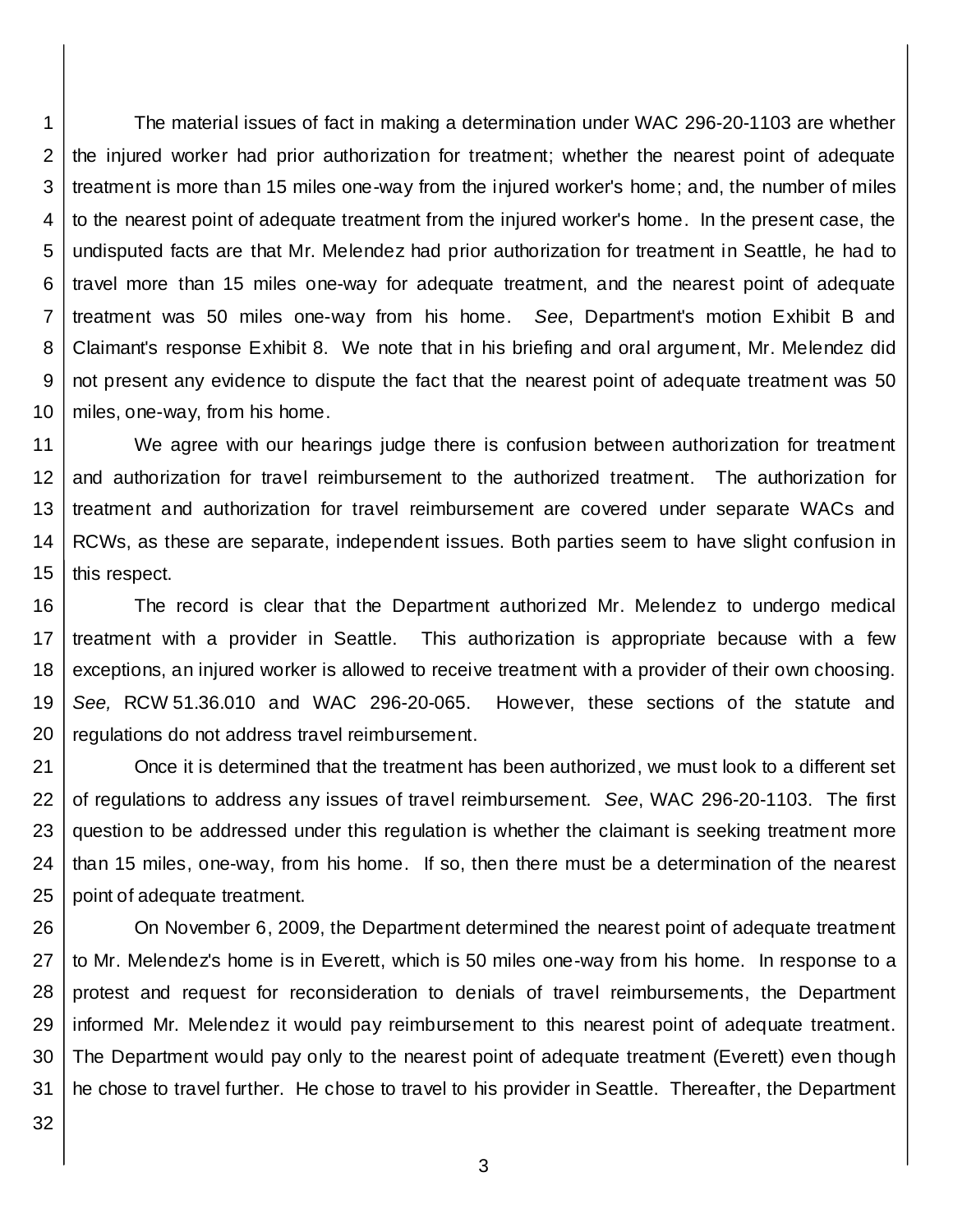The material issues of fact in making a determination under WAC 296-20-1103 are whether the injured worker had prior authorization for treatment; whether the nearest point of adequate treatment is more than 15 miles one-way from the injured worker's home; and, the number of miles to the nearest point of adequate treatment from the injured worker's home. In the present case, the undisputed facts are that Mr. Melendez had prior authorization for treatment in Seattle, he had to travel more than 15 miles one-way for adequate treatment, and the nearest point of adequate treatment was 50 miles one-way from his home. *See*, Department's motion Exhibit B and Claimant's response Exhibit 8. We note that in his briefing and oral argument, Mr. Melendez did not present any evidence to dispute the fact that the nearest point of adequate treatment was 50 miles, one-way, from his home.

We agree with our hearings judge there is confusion between authorization for treatment and authorization for travel reimbursement to the authorized treatment. The authorization for treatment and authorization for travel reimbursement are covered under separate WACs and RCWs, as these are separate, independent issues. Both parties seem to have slight confusion in this respect.

The record is clear that the Department authorized Mr. Melendez to undergo medical treatment with a provider in Seattle. This authorization is appropriate because with a few exceptions, an injured worker is allowed to receive treatment with a provider of their own choosing. *See,* RCW 51.36.010 and WAC 296-20-065. However, these sections of the statute and regulations do not address travel reimbursement.

Once it is determined that the treatment has been authorized, we must look to a different set of regulations to address any issues of travel reimbursement. *See*, WAC 296-20-1103. The first question to be addressed under this regulation is whether the claimant is seeking treatment more than 15 miles, one-way, from his home. If so, then there must be a determination of the nearest point of adequate treatment.

On November 6, 2009, the Department determined the nearest point of adequate treatment to Mr. Melendez's home is in Everett, which is 50 miles one-way from his home. In response to a protest and request for reconsideration to denials of travel reimbursements, the Department informed Mr. Melendez it would pay reimbursement to this nearest point of adequate treatment. The Department would pay only to the nearest point of adequate treatment (Everett) even though he chose to travel further. He chose to travel to his provider in Seattle. Thereafter, the Department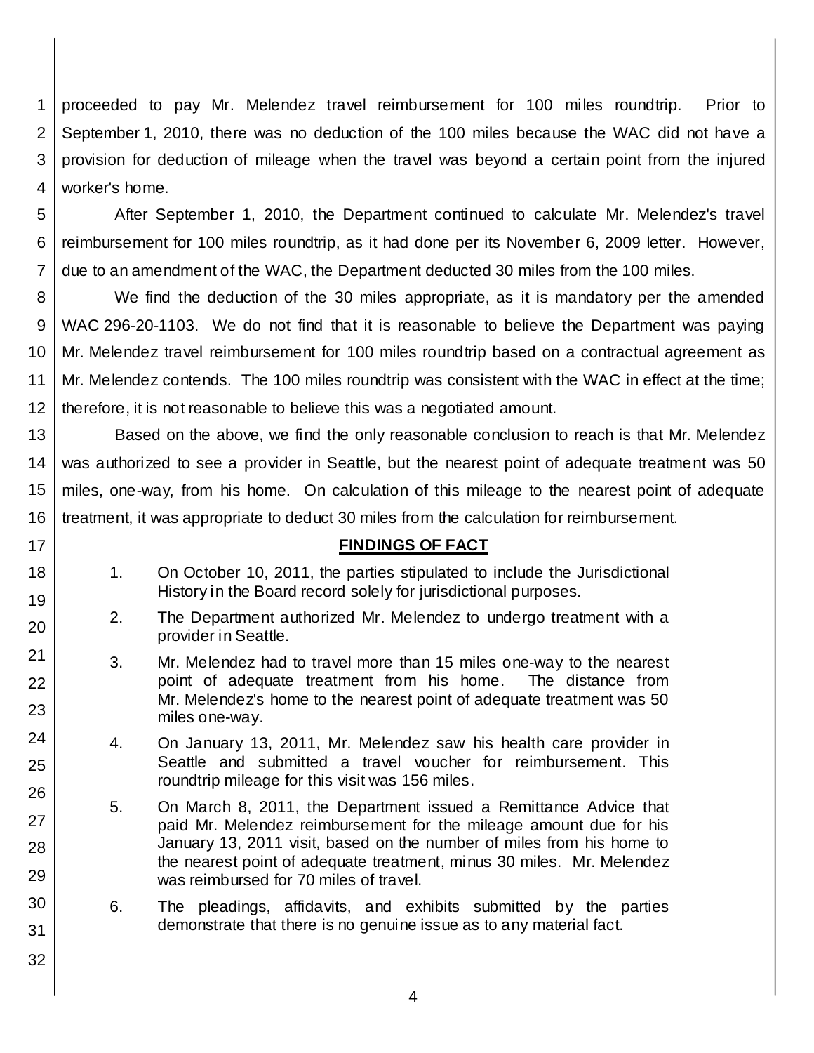proceeded to pay Mr. Melendez travel reimbursement for 100 miles roundtrip. Prior to September 1, 2010, there was no deduction of the 100 miles because the WAC did not have a provision for deduction of mileage when the travel was beyond a certain point from the injured worker's home.

After September 1, 2010, the Department continued to calculate Mr. Melendez's travel reimbursement for 100 miles roundtrip, as it had done per its November 6, 2009 letter. However, due to an amendment of the WAC, the Department deducted 30 miles from the 100 miles.

We find the deduction of the 30 miles appropriate, as it is mandatory per the amended WAC 296-20-1103. We do not find that it is reasonable to believe the Department was paying Mr. Melendez travel reimbursement for 100 miles roundtrip based on a contractual agreement as Mr. Melendez contends. The 100 miles roundtrip was consistent with the WAC in effect at the time; therefore, it is not reasonable to believe this was a negotiated amount.

Based on the above, we find the only reasonable conclusion to reach is that Mr. Melendez was authorized to see a provider in Seattle, but the nearest point of adequate treatment was 50 miles, one-way, from his home. On calculation of this mileage to the nearest point of adequate treatment, it was appropriate to deduct 30 miles from the calculation for reimbursement.

## FINDINGS OF FACT

1. On October 10, 2011, the parties stipulated to include the Jurisdictional History in the Board record solely for jurisdictional purposes.

2. The Department authorized Mr. Melendez to undergo treatment with a provider in Seattle.

3. Mr. Melendez had to travel more than 15 miles one-way to the nearest point of adequate treatment from his home. The distance from Mr. Melendez's home to the nearest point of adequate treatment was 50 miles one-way.

4. On January 13, 2011, Mr. Melendez saw his health care provider in Seattle and submitted a travel voucher for reimbursement. This roundtrip mileage for this visit was 156 miles.

5. On March 8, 2011, the Department issued a Remittance Advice that paid Mr. Melendez reimbursement for the mileage amount due for his January 13, 2011 visit, based on the number of miles from his home to the nearest point of adequate treatment, minus 30 miles. Mr. Melendez was reimbursed for 70 miles of travel.

6. The pleadings, affidavits, and exhibits submitted by the parties demonstrate that there is no genuine issue as to any material fact.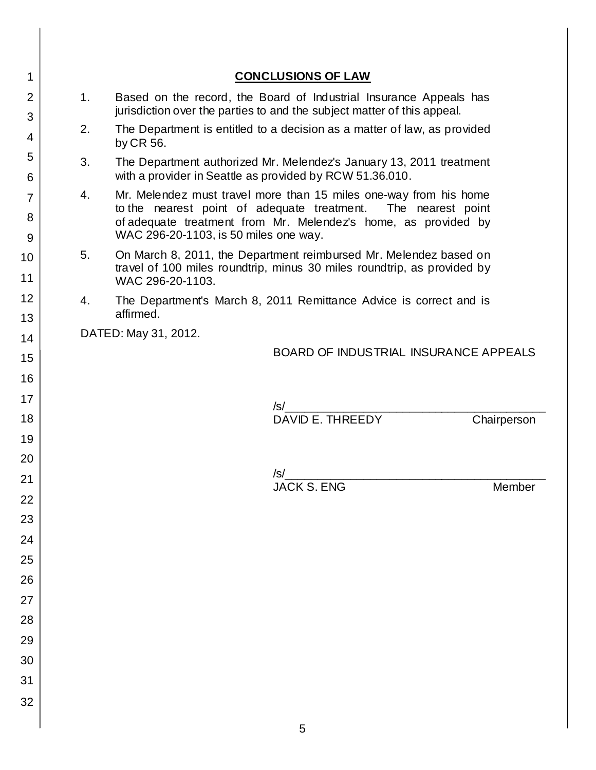## CONCLUSIONS OF LAW

1. Based on the record, the Board of Industrial Insurance Appeals has jurisdiction over the parties to and the subject matter of this appeal.

2. The Department is entitled to a decision as a matter of law, as provided by CR 56.

3. The Department authorized Mr. Melendez's January 13, 2011 treatment with a provider in Seattle as provided by RCW 51.36.010.

4. Mr. Melendez must travel more than 15 miles one-way from his home to the nearest point of adequate treatment. The nearest point of adequate treatment from Mr. Melendez's home, as provided by WAC 296-20-1103, is 50 miles one way.

5. On March 8, 2011, the Department reimbursed Mr. Melendez based on travel of 100 miles roundtrip, minus 30 miles roundtrip, as provided by WAC 296-20-1103.

4. The Department's March 8, 2011 Remittance Advice is correct and is affirmed.

DATED: May 31, 2012.

BOARD OF INDUSTRIAL INSURANCE APPEALS

/s/_______________________________________
DAVID E. THREEDY Chairperson

/s/_______________________________________
JACK S. ENG Member